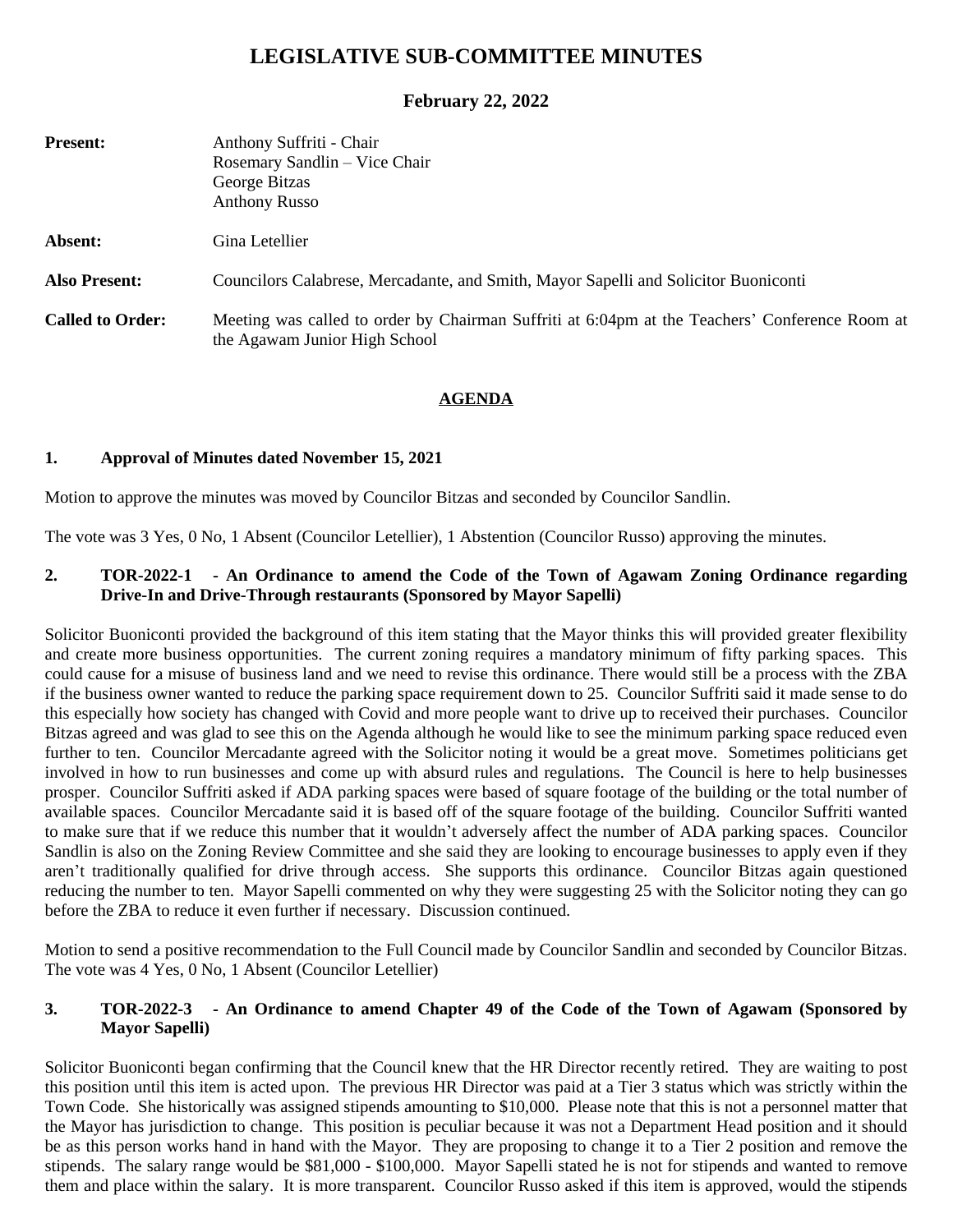# LEGISLATIVE SUB-COMMITTEE MINUTES

## February 22, 2022

**Present:** Anthony Suffriti - Chair
Rosemary Sandlin – Vice Chair
George Bitzas
Anthony Russo

**Absent:** Gina Letellier

**Also Present:** Councilors Calabrese, Mercadante, and Smith, Mayor Sapelli and Solicitor Buoniconti

**Called to Order:** Meeting was called to order by Chairman Suffriti at 6:04pm at the Teachers' Conference Room at the Agawam Junior High School

## AGENDA

**1. Approval of Minutes dated November 15, 2021**

Motion to approve the minutes was moved by Councilor Bitzas and seconded by Councilor Sandlin.

The vote was 3 Yes, 0 No, 1 Absent (Councilor Letellier), 1 Abstention (Councilor Russo) approving the minutes.

**2. TOR-2022-1 - An Ordinance to amend the Code of the Town of Agawam Zoning Ordinance regarding Drive-In and Drive-Through restaurants (Sponsored by Mayor Sapelli)**

Solicitor Buoniconti provided the background of this item stating that the Mayor thinks this will provided greater flexibility and create more business opportunities. The current zoning requires a mandatory minimum of fifty parking spaces. This could cause for a misuse of business land and we need to revise this ordinance. There would still be a process with the ZBA if the business owner wanted to reduce the parking space requirement down to 25. Councilor Suffriti said it made sense to do this especially how society has changed with Covid and more people want to drive up to received their purchases. Councilor Bitzas agreed and was glad to see this on the Agenda although he would like to see the minimum parking space reduced even further to ten. Councilor Mercadante agreed with the Solicitor noting it would be a great move. Sometimes politicians get involved in how to run businesses and come up with absurd rules and regulations. The Council is here to help businesses prosper. Councilor Suffriti asked if ADA parking spaces were based of square footage of the building or the total number of available spaces. Councilor Mercadante said it is based off of the square footage of the building. Councilor Suffriti wanted to make sure that if we reduce this number that it wouldn't adversely affect the number of ADA parking spaces. Councilor Sandlin is also on the Zoning Review Committee and she said they are looking to encourage businesses to apply even if they aren't traditionally qualified for drive through access. She supports this ordinance. Councilor Bitzas again questioned reducing the number to ten. Mayor Sapelli commented on why they were suggesting 25 with the Solicitor noting they can go before the ZBA to reduce it even further if necessary. Discussion continued.

Motion to send a positive recommendation to the Full Council made by Councilor Sandlin and seconded by Councilor Bitzas. The vote was 4 Yes, 0 No, 1 Absent (Councilor Letellier)

**3. TOR-2022-3 - An Ordinance to amend Chapter 49 of the Code of the Town of Agawam (Sponsored by Mayor Sapelli)**

Solicitor Buoniconti began confirming that the Council knew that the HR Director recently retired. They are waiting to post this position until this item is acted upon. The previous HR Director was paid at a Tier 3 status which was strictly within the Town Code. She historically was assigned stipends amounting to $10,000. Please note that this is not a personnel matter that the Mayor has jurisdiction to change. This position is peculiar because it was not a Department Head position and it should be as this person works hand in hand with the Mayor. They are proposing to change it to a Tier 2 position and remove the stipends. The salary range would be $81,000 - $100,000. Mayor Sapelli stated he is not for stipends and wanted to remove them and place within the salary. It is more transparent. Councilor Russo asked if this item is approved, would the stipends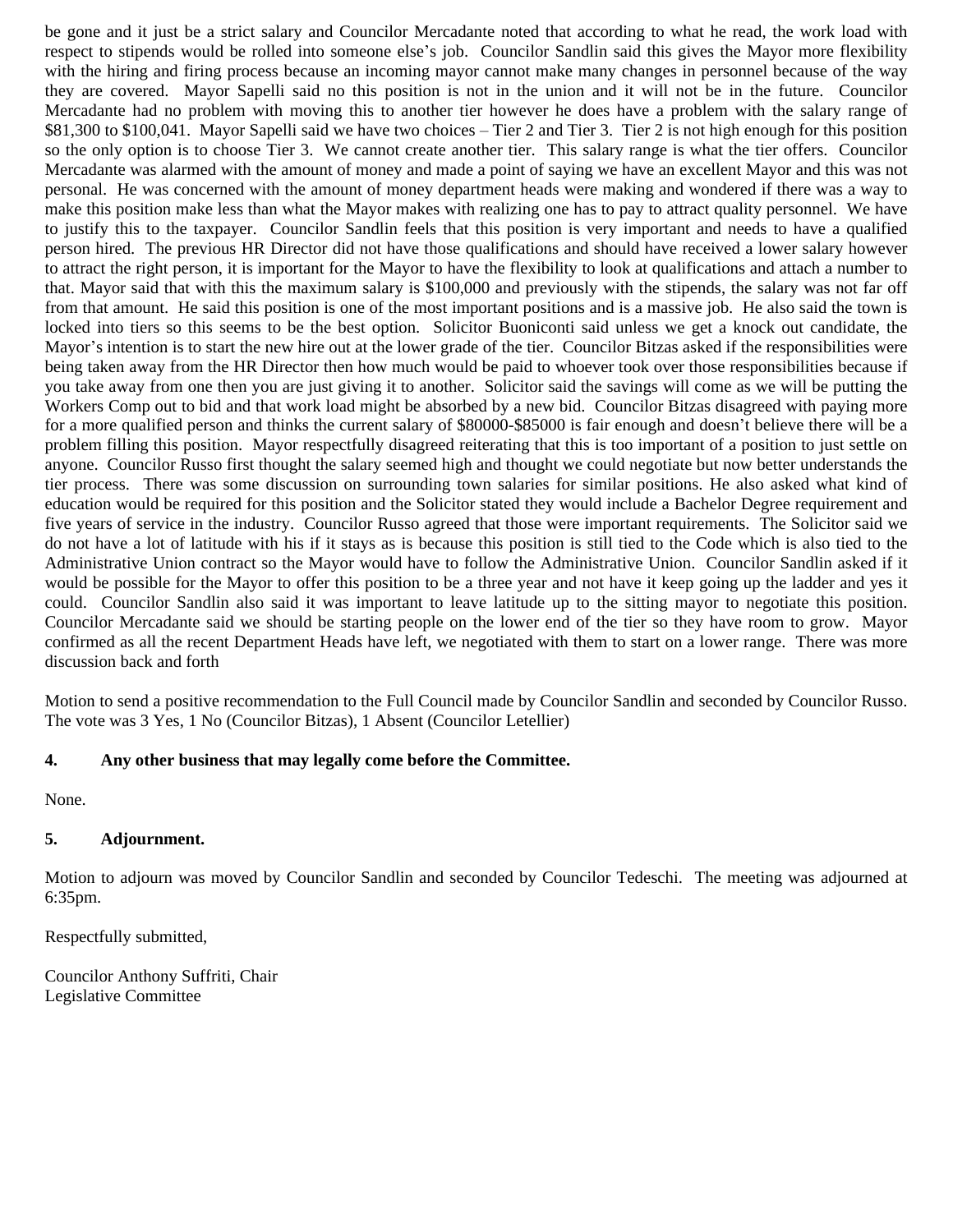be gone and it just be a strict salary and Councilor Mercadante noted that according to what he read, the work load with respect to stipends would be rolled into someone else's job. Councilor Sandlin said this gives the Mayor more flexibility with the hiring and firing process because an incoming mayor cannot make many changes in personnel because of the way they are covered. Mayor Sapelli said no this position is not in the union and it will not be in the future. Councilor Mercadante had no problem with moving this to another tier however he does have a problem with the salary range of $81,300 to $100,041. Mayor Sapelli said we have two choices – Tier 2 and Tier 3. Tier 2 is not high enough for this position so the only option is to choose Tier 3. We cannot create another tier. This salary range is what the tier offers. Councilor Mercadante was alarmed with the amount of money and made a point of saying we have an excellent Mayor and this was not personal. He was concerned with the amount of money department heads were making and wondered if there was a way to make this position make less than what the Mayor makes with realizing one has to pay to attract quality personnel. We have to justify this to the taxpayer. Councilor Sandlin feels that this position is very important and needs to have a qualified person hired. The previous HR Director did not have those qualifications and should have received a lower salary however to attract the right person, it is important for the Mayor to have the flexibility to look at qualifications and attach a number to that. Mayor said that with this the maximum salary is $100,000 and previously with the stipends, the salary was not far off from that amount. He said this position is one of the most important positions and is a massive job. He also said the town is locked into tiers so this seems to be the best option. Solicitor Buoniconti said unless we get a knock out candidate, the Mayor's intention is to start the new hire out at the lower grade of the tier. Councilor Bitzas asked if the responsibilities were being taken away from the HR Director then how much would be paid to whoever took over those responsibilities because if you take away from one then you are just giving it to another. Solicitor said the savings will come as we will be putting the Workers Comp out to bid and that work load might be absorbed by a new bid. Councilor Bitzas disagreed with paying more for a more qualified person and thinks the current salary of $80000-$85000 is fair enough and doesn't believe there will be a problem filling this position. Mayor respectfully disagreed reiterating that this is too important of a position to just settle on anyone. Councilor Russo first thought the salary seemed high and thought we could negotiate but now better understands the tier process. There was some discussion on surrounding town salaries for similar positions. He also asked what kind of education would be required for this position and the Solicitor stated they would include a Bachelor Degree requirement and five years of service in the industry. Councilor Russo agreed that those were important requirements. The Solicitor said we do not have a lot of latitude with his if it stays as is because this position is still tied to the Code which is also tied to the Administrative Union contract so the Mayor would have to follow the Administrative Union. Councilor Sandlin asked if it would be possible for the Mayor to offer this position to be a three year and not have it keep going up the ladder and yes it could. Councilor Sandlin also said it was important to leave latitude up to the sitting mayor to negotiate this position. Councilor Mercadante said we should be starting people on the lower end of the tier so they have room to grow. Mayor confirmed as all the recent Department Heads have left, we negotiated with them to start on a lower range. There was more discussion back and forth

Motion to send a positive recommendation to the Full Council made by Councilor Sandlin and seconded by Councilor Russo. The vote was 3 Yes, 1 No (Councilor Bitzas), 1 Absent (Councilor Letellier)

**4. Any other business that may legally come before the Committee.**

None.

**5. Adjournment.**

Motion to adjourn was moved by Councilor Sandlin and seconded by Councilor Tedeschi. The meeting was adjourned at 6:35pm.

Respectfully submitted,

Councilor Anthony Suffriti, Chair
Legislative Committee